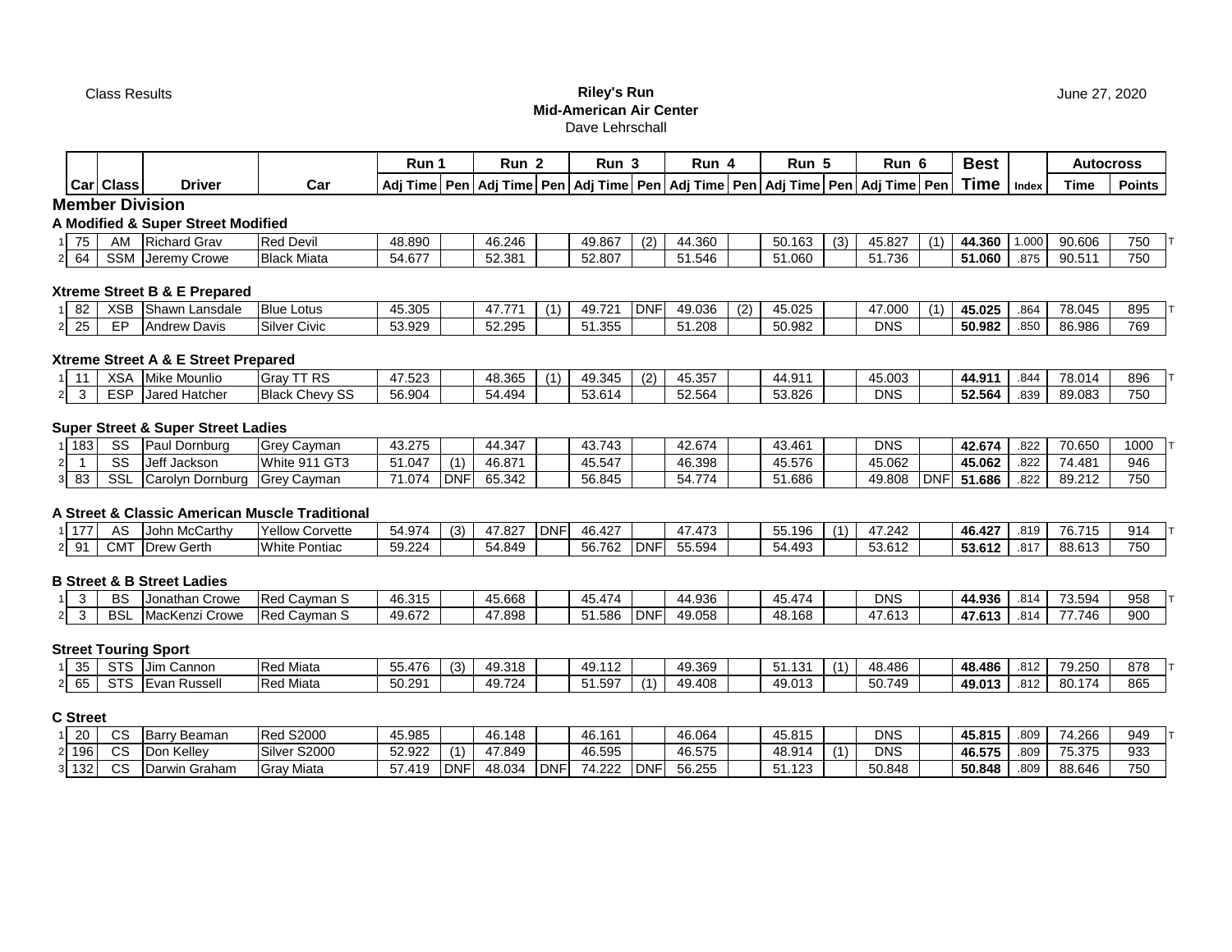Class Results

**Riley's Run**
**Mid-American Air Center**
Dave Lehrschall

June 27, 2020

| | Car | Class | Driver | Car | Run 1 | | Run 2 | | Run 3 | | Run 4 | | Run 5 | | Run 6 | | Best | | Autocross | | |
|---|---|---|---|---|---|---|---|---|---|---|---|---|---|---|---|---|---|---|---|---|---|
| | | | | | Adj Time | Pen | Adj Time | Pen | Adj Time | Pen | Adj Time | Pen | Adj Time | Pen | Adj Time | Pen | Time | Index | Time | Points | |
| **Member Division** | | | | | | | | | | | | | | | | | | | | | |
| **A Modified & Super Street Modified** | | | | | | | | | | | | | | | | | | | | | |
| 1 | 75 | AM | Richard Grav | Red Devil | 48.890 | | 46.246 | | 49.867 | (2) | 44.360 | | 50.163 | (3) | 45.827 | (1) | **44.360** | 1.000 | 90.606 | 750 | T |
| 2 | 64 | SSM | Jeremy Crowe | Black Miata | 54.677 | | 52.381 | | 52.807 | | 51.546 | | 51.060 | | 51.736 | | **51.060** | .875 | 90.511 | 750 | |
| **Xtreme Street B & E Prepared** | | | | | | | | | | | | | | | | | | | | | |
| 1 | 82 | XSB | Shawn Lansdale | Blue Lotus | 45.305 | | 47.771 | (1) | 49.721 | DNF | 49.036 | (2) | 45.025 | | 47.000 | (1) | **45.025** | .864 | 78.045 | 895 | T |
| 2 | 25 | EP | Andrew Davis | Silver Civic | 53.929 | | 52.295 | | 51.355 | | 51.208 | | 50.982 | | DNS | | **50.982** | .850 | 86.986 | 769 | |
| **Xtreme Street A & E Street Prepared** | | | | | | | | | | | | | | | | | | | | | |
| 1 | 11 | XSA | Mike Mounlio | Gray TT RS | 47.523 | | 48.365 | (1) | 49.345 | (2) | 45.357 | | 44.911 | | 45.003 | | **44.911** | .844 | 78.014 | 896 | T |
| 2 | 3 | ESP | Jared Hatcher | Black Chevy SS | 56.904 | | 54.494 | | 53.614 | | 52.564 | | 53.826 | | DNS | | **52.564** | .839 | 89.083 | 750 | |
| **Super Street & Super Street Ladies** | | | | | | | | | | | | | | | | | | | | | |
| 1 | 183 | SS | Paul Dornburg | Grey Cayman | 43.275 | | 44.347 | | 43.743 | | 42.674 | | 43.461 | | DNS | | **42.674** | .822 | 70.650 | 1000 | T |
| 2 | 1 | SS | Jeff Jackson | White 911 GT3 | 51.047 | (1) | 46.871 | | 45.547 | | 46.398 | | 45.576 | | 45.062 | | **45.062** | .822 | 74.481 | 946 | |
| 3 | 83 | SSL | Carolyn Dornburg | Grey Cayman | 71.074 | DNF | 65.342 | | 56.845 | | 54.774 | | 51.686 | | 49.808 | DNF | **51.686** | .822 | 89.212 | 750 | |
| **A Street & Classic American Muscle Traditional** | | | | | | | | | | | | | | | | | | | | | |
| 1 | 177 | AS | John McCarthy | Yellow Corvette | 54.974 | (3) | 47.827 | DNF | 46.427 | | 47.473 | | 55.196 | (1) | 47.242 | | **46.427** | .819 | 76.715 | 914 | T |
| 2 | 91 | CMT | Drew Gerth | White Pontiac | 59.224 | | 54.849 | | 56.762 | DNF | 55.594 | | 54.493 | | 53.612 | | **53.612** | .817 | 88.613 | 750 | |
| **B Street & B Street Ladies** | | | | | | | | | | | | | | | | | | | | | |
| 1 | 3 | BS | Jonathan Crowe | Red Cayman S | 46.315 | | 45.668 | | 45.474 | | 44.936 | | 45.474 | | DNS | | **44.936** | .814 | 73.594 | 958 | T |
| 2 | 3 | BSL | MacKenzi Crowe | Red Cayman S | 49.672 | | 47.898 | | 51.586 | DNF | 49.058 | | 48.168 | | 47.613 | | **47.613** | .814 | 77.746 | 900 | |
| **Street Touring Sport** | | | | | | | | | | | | | | | | | | | | | |
| 1 | 35 | STS | Jim Cannon | Red Miata | 55.476 | (3) | 49.318 | | 49.112 | | 49.369 | | 51.131 | (1) | 48.486 | | **48.486** | .812 | 79.250 | 878 | T |
| 2 | 65 | STS | Evan Russell | Red Miata | 50.291 | | 49.724 | | 51.597 | (1) | 49.408 | | 49.013 | | 50.749 | | **49.013** | .812 | 80.174 | 865 | |
| **C Street** | | | | | | | | | | | | | | | | | | | | | |
| 1 | 20 | CS | Barry Beaman | Red S2000 | 45.985 | | 46.148 | | 46.161 | | 46.064 | | 45.815 | | DNS | | **45.815** | .809 | 74.266 | 949 | T |
| 2 | 196 | CS | Don Kelley | Silver S2000 | 52.922 | (1) | 47.849 | | 46.595 | | 46.575 | | 48.914 | (1) | DNS | | **46.575** | .809 | 75.375 | 933 | |
| 3 | 132 | CS | Darwin Graham | Gray Miata | 57.419 | DNF | 48.034 | DNF | 74.222 | DNF | 56.255 | | 51.123 | | 50.848 | | **50.848** | .809 | 88.646 | 750 | |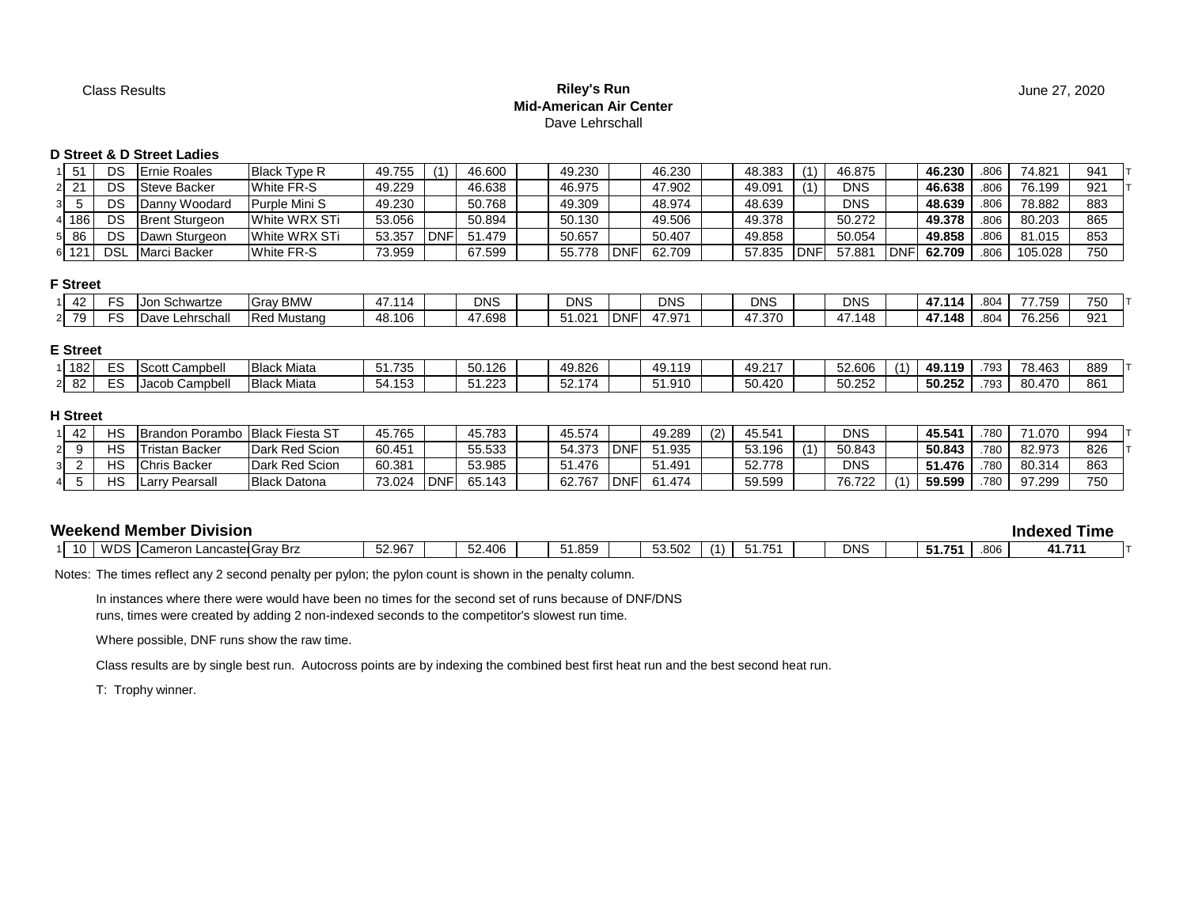Class Results

**Riley's Run**
**Mid-American Air Center**
Dave Lehrschall

June 27, 2020

### D Street & D Street Ladies

| | | | | | | | | | | | | | | | | | | | | |
|---|---|---|---|---|---|---|---|---|---|---|---|---|---|---|---|---|---|---|---|---|
| 1 | 51 | DS | Ernie Roales | Black Type R | 49.755 | (1) | 46.600 | | 49.230 | | 46.230 | | 48.383 | (1) | 46.875 | | **46.230** | .806 | 74.821 | 941 | T |
| 2 | 21 | DS | Steve Backer | White FR-S | 49.229 | | 46.638 | | 46.975 | | 47.902 | | 49.091 | (1) | DNS | | **46.638** | .806 | 76.199 | 921 | T |
| 3 | 5 | DS | Danny Woodard | Purple Mini S | 49.230 | | 50.768 | | 49.309 | | 48.974 | | 48.639 | | DNS | | **48.639** | .806 | 78.882 | 883 | |
| 4 | 186 | DS | Brent Sturgeon | White WRX STi | 53.056 | | 50.894 | | 50.130 | | 49.506 | | 49.378 | | 50.272 | | **49.378** | .806 | 80.203 | 865 | |
| 5 | 86 | DS | Dawn Sturgeon | White WRX STi | 53.357 | DNF | 51.479 | | 50.657 | | 50.407 | | 49.858 | | 50.054 | | **49.858** | .806 | 81.015 | 853 | |
| 6 | 121 | DSL | Marci Backer | White FR-S | 73.959 | | 67.599 | | 55.778 | DNF | 62.709 | | 57.835 | DNF | 57.881 | DNF | **62.709** | .806 | 105.028 | 750 | |

### F Street

| | | | | | | | | | | | | | | | | | | | | |
|---|---|---|---|---|---|---|---|---|---|---|---|---|---|---|---|---|---|---|---|---|
| 1 | 42 | FS | Jon Schwartze | Gray BMW | 47.114 | | DNS | | DNS | | DNS | | DNS | | DNS | | **47.114** | .804 | 77.759 | 750 | T |
| 2 | 79 | FS | Dave Lehrschall | Red Mustang | 48.106 | | 47.698 | | 51.021 | DNF | 47.971 | | 47.370 | | 47.148 | | **47.148** | .804 | 76.256 | 921 | |

### E Street

| | | | | | | | | | | | | | | | | | | | | |
|---|---|---|---|---|---|---|---|---|---|---|---|---|---|---|---|---|---|---|---|---|
| 1 | 182 | ES | Scott Campbell | Black Miata | 51.735 | | 50.126 | | 49.826 | | 49.119 | | 49.217 | | 52.606 | (1) | **49.119** | .793 | 78.463 | 889 | T |
| 2 | 82 | ES | Jacob Campbell | Black Miata | 54.153 | | 51.223 | | 52.174 | | 51.910 | | 50.420 | | 50.252 | | **50.252** | .793 | 80.470 | 861 | |

### H Street

| | | | | | | | | | | | | | | | | | | | | |
|---|---|---|---|---|---|---|---|---|---|---|---|---|---|---|---|---|---|---|---|---|
| 1 | 42 | HS | Brandon Porambo | Black Fiesta ST | 45.765 | | 45.783 | | 45.574 | | 49.289 | (2) | 45.541 | | DNS | | **45.541** | .780 | 71.070 | 994 | T |
| 2 | 9 | HS | Tristan Backer | Dark Red Scion | 60.451 | | 55.533 | | 54.373 | DNF | 51.935 | | 53.196 | (1) | 50.843 | | **50.843** | .780 | 82.973 | 826 | T |
| 3 | 2 | HS | Chris Backer | Dark Red Scion | 60.381 | | 53.985 | | 51.476 | | 51.491 | | 52.778 | | DNS | | **51.476** | .780 | 80.314 | 863 | |
| 4 | 5 | HS | Larry Pearsall | Black Datona | 73.024 | DNF | 65.143 | | 62.767 | DNF | 61.474 | | 59.599 | | 76.722 | (1) | **59.599** | .780 | 97.299 | 750 | |

## Weekend Member Division

**Indexed Time**

| | | | | | | | | | | | | | | | | | | | |
|---|---|---|---|---|---|---|---|---|---|---|---|---|---|---|---|---|---|---|---|
| 1 | 10 | WDS | Cameron Lancaster | Gray Brz | 52.967 | | 52.406 | | 51.859 | | 53.502 | (1) | 51.751 | | DNS | | **51.751** | .806 | **41.711** | T |

Notes: The times reflect any 2 second penalty per pylon; the pylon count is shown in the penalty column.

In instances where there were would have been no times for the second set of runs because of DNF/DNS runs, times were created by adding 2 non-indexed seconds to the competitor's slowest run time.

Where possible, DNF runs show the raw time.

Class results are by single best run. Autocross points are by indexing the combined best first heat run and the best second heat run.

T: Trophy winner.